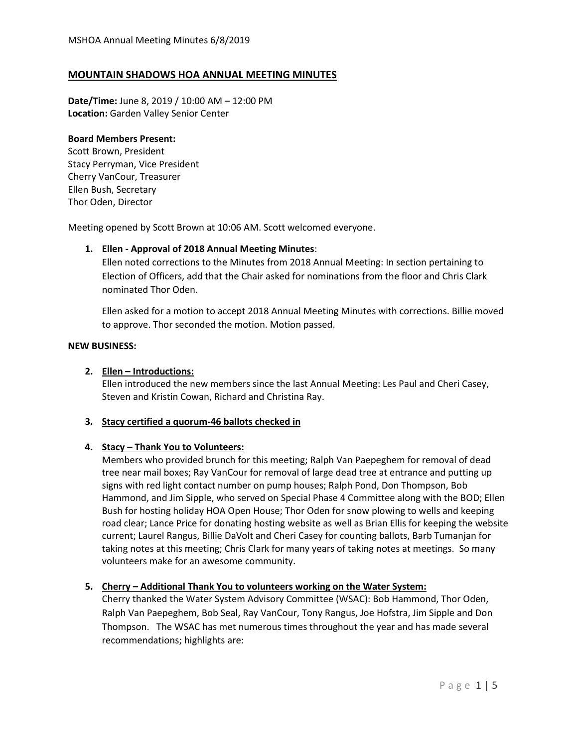# MOUNTAIN SHADOWS HOA ANNUAL MEETING MINUTES

**Date/Time:** June 8, 2019 / 10:00 AM – 12:00 PM
**Location:** Garden Valley Senior Center

**Board Members Present:**
Scott Brown, President
Stacy Perryman, Vice President
Cherry VanCour, Treasurer
Ellen Bush, Secretary
Thor Oden, Director

Meeting opened by Scott Brown at 10:06 AM. Scott welcomed everyone.

1. **Ellen - Approval of 2018 Annual Meeting Minutes**:
   Ellen noted corrections to the Minutes from 2018 Annual Meeting: In section pertaining to Election of Officers, add that the Chair asked for nominations from the floor and Chris Clark nominated Thor Oden.

   Ellen asked for a motion to accept 2018 Annual Meeting Minutes with corrections. Billie moved to approve. Thor seconded the motion. Motion passed.

**NEW BUSINESS:**

2. **Ellen – Introductions:**
   Ellen introduced the new members since the last Annual Meeting: Les Paul and Cheri Casey, Steven and Kristin Cowan, Richard and Christina Ray.

3. **Stacy certified a quorum-46 ballots checked in**

4. **Stacy – Thank You to Volunteers:**
   Members who provided brunch for this meeting; Ralph Van Paepeghem for removal of dead tree near mail boxes; Ray VanCour for removal of large dead tree at entrance and putting up signs with red light contact number on pump houses; Ralph Pond, Don Thompson, Bob Hammond, and Jim Sipple, who served on Special Phase 4 Committee along with the BOD; Ellen Bush for hosting holiday HOA Open House; Thor Oden for snow plowing to wells and keeping road clear; Lance Price for donating hosting website as well as Brian Ellis for keeping the website current; Laurel Rangus, Billie DaVolt and Cheri Casey for counting ballots, Barb Tumanjan for taking notes at this meeting; Chris Clark for many years of taking notes at meetings. So many volunteers make for an awesome community.

5. **Cherry – Additional Thank You to volunteers working on the Water System:**
   Cherry thanked the Water System Advisory Committee (WSAC): Bob Hammond, Thor Oden, Ralph Van Paepeghem, Bob Seal, Ray VanCour, Tony Rangus, Joe Hofstra, Jim Sipple and Don Thompson. The WSAC has met numerous times throughout the year and has made several recommendations; highlights are: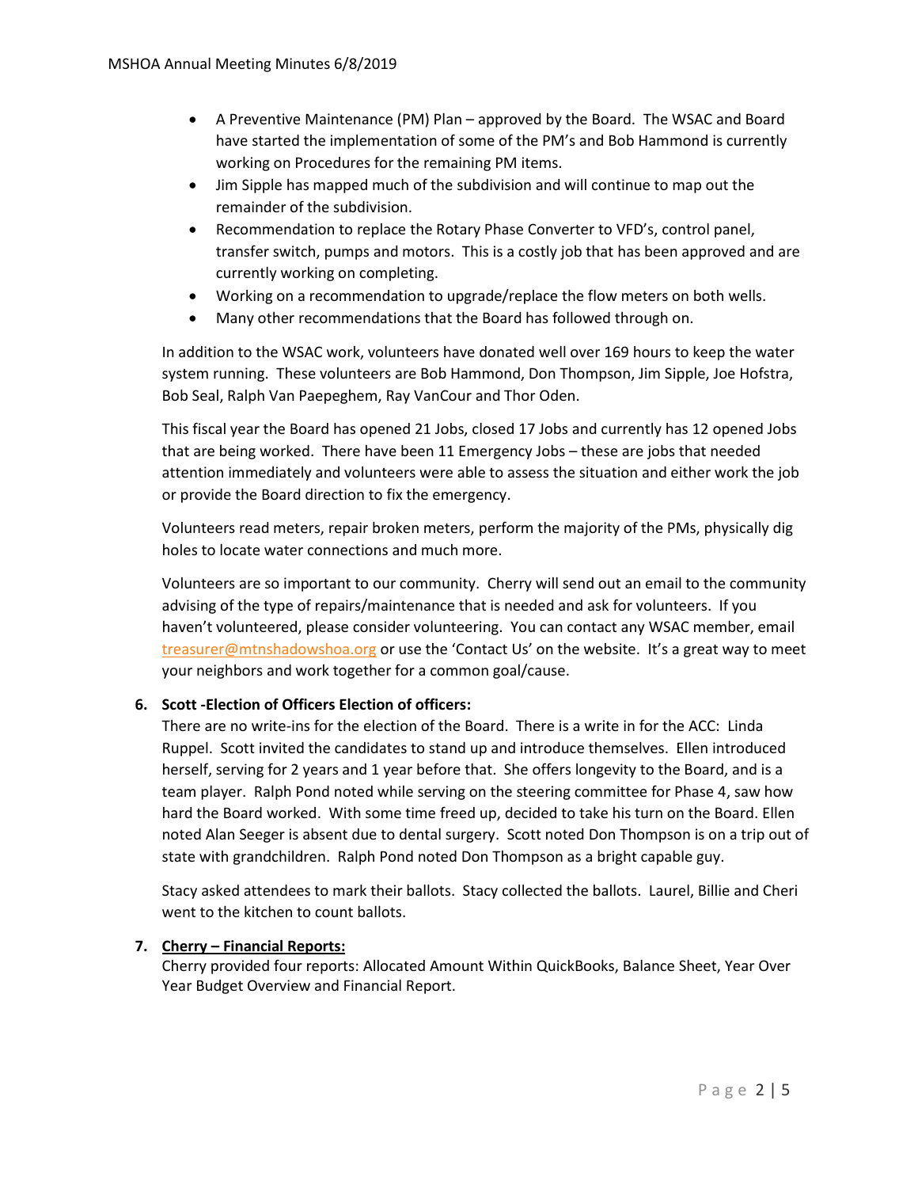- A Preventive Maintenance (PM) Plan – approved by the Board. The WSAC and Board have started the implementation of some of the PM's and Bob Hammond is currently working on Procedures for the remaining PM items.
- Jim Sipple has mapped much of the subdivision and will continue to map out the remainder of the subdivision.
- Recommendation to replace the Rotary Phase Converter to VFD's, control panel, transfer switch, pumps and motors. This is a costly job that has been approved and are currently working on completing.
- Working on a recommendation to upgrade/replace the flow meters on both wells.
- Many other recommendations that the Board has followed through on.

In addition to the WSAC work, volunteers have donated well over 169 hours to keep the water system running. These volunteers are Bob Hammond, Don Thompson, Jim Sipple, Joe Hofstra, Bob Seal, Ralph Van Paepeghem, Ray VanCour and Thor Oden.

This fiscal year the Board has opened 21 Jobs, closed 17 Jobs and currently has 12 opened Jobs that are being worked. There have been 11 Emergency Jobs – these are jobs that needed attention immediately and volunteers were able to assess the situation and either work the job or provide the Board direction to fix the emergency.

Volunteers read meters, repair broken meters, perform the majority of the PMs, physically dig holes to locate water connections and much more.

Volunteers are so important to our community. Cherry will send out an email to the community advising of the type of repairs/maintenance that is needed and ask for volunteers. If you haven't volunteered, please consider volunteering. You can contact any WSAC member, email treasurer@mtnshadowshoa.org or use the 'Contact Us' on the website. It's a great way to meet your neighbors and work together for a common goal/cause.

6. **Scott -Election of Officers Election of officers:**
   There are no write-ins for the election of the Board. There is a write in for the ACC: Linda Ruppel. Scott invited the candidates to stand up and introduce themselves. Ellen introduced herself, serving for 2 years and 1 year before that. She offers longevity to the Board, and is a team player. Ralph Pond noted while serving on the steering committee for Phase 4, saw how hard the Board worked. With some time freed up, decided to take his turn on the Board. Ellen noted Alan Seeger is absent due to dental surgery. Scott noted Don Thompson is on a trip out of state with grandchildren. Ralph Pond noted Don Thompson as a bright capable guy.

   Stacy asked attendees to mark their ballots. Stacy collected the ballots. Laurel, Billie and Cheri went to the kitchen to count ballots.

7. **Cherry – Financial Reports:**
   Cherry provided four reports: Allocated Amount Within QuickBooks, Balance Sheet, Year Over Year Budget Overview and Financial Report.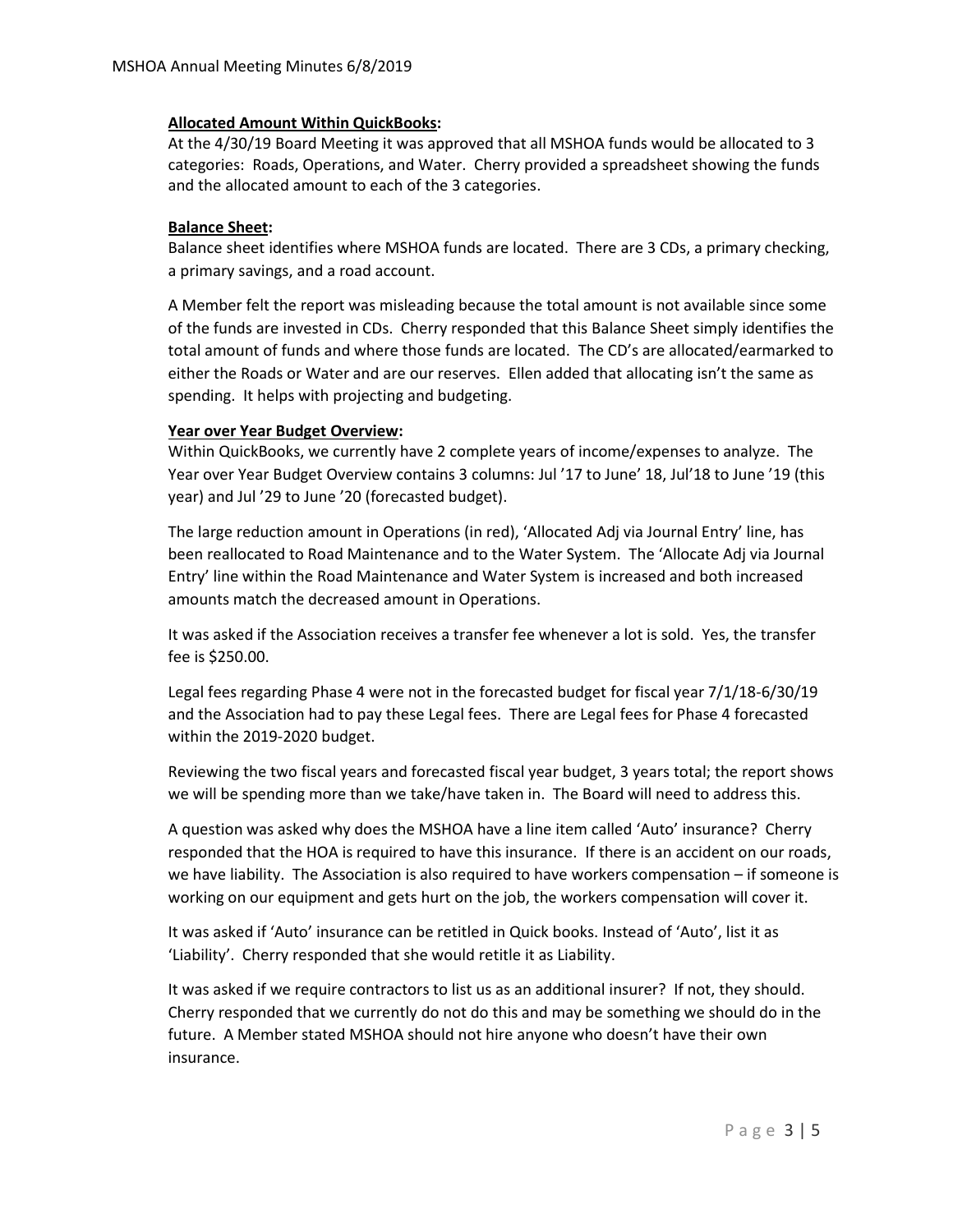**Allocated Amount Within QuickBooks:**

At the 4/30/19 Board Meeting it was approved that all MSHOA funds would be allocated to 3 categories: Roads, Operations, and Water. Cherry provided a spreadsheet showing the funds and the allocated amount to each of the 3 categories.

**Balance Sheet:**

Balance sheet identifies where MSHOA funds are located. There are 3 CDs, a primary checking, a primary savings, and a road account.

A Member felt the report was misleading because the total amount is not available since some of the funds are invested in CDs. Cherry responded that this Balance Sheet simply identifies the total amount of funds and where those funds are located. The CD's are allocated/earmarked to either the Roads or Water and are our reserves. Ellen added that allocating isn't the same as spending. It helps with projecting and budgeting.

**Year over Year Budget Overview:**

Within QuickBooks, we currently have 2 complete years of income/expenses to analyze. The Year over Year Budget Overview contains 3 columns: Jul '17 to June' 18, Jul'18 to June '19 (this year) and Jul '29 to June '20 (forecasted budget).

The large reduction amount in Operations (in red), 'Allocated Adj via Journal Entry' line, has been reallocated to Road Maintenance and to the Water System. The 'Allocate Adj via Journal Entry' line within the Road Maintenance and Water System is increased and both increased amounts match the decreased amount in Operations.

It was asked if the Association receives a transfer fee whenever a lot is sold. Yes, the transfer fee is $250.00.

Legal fees regarding Phase 4 were not in the forecasted budget for fiscal year 7/1/18-6/30/19 and the Association had to pay these Legal fees. There are Legal fees for Phase 4 forecasted within the 2019-2020 budget.

Reviewing the two fiscal years and forecasted fiscal year budget, 3 years total; the report shows we will be spending more than we take/have taken in. The Board will need to address this.

A question was asked why does the MSHOA have a line item called 'Auto' insurance? Cherry responded that the HOA is required to have this insurance. If there is an accident on our roads, we have liability. The Association is also required to have workers compensation – if someone is working on our equipment and gets hurt on the job, the workers compensation will cover it.

It was asked if 'Auto' insurance can be retitled in Quick books. Instead of 'Auto', list it as 'Liability'. Cherry responded that she would retitle it as Liability.

It was asked if we require contractors to list us as an additional insurer? If not, they should. Cherry responded that we currently do not do this and may be something we should do in the future. A Member stated MSHOA should not hire anyone who doesn't have their own insurance.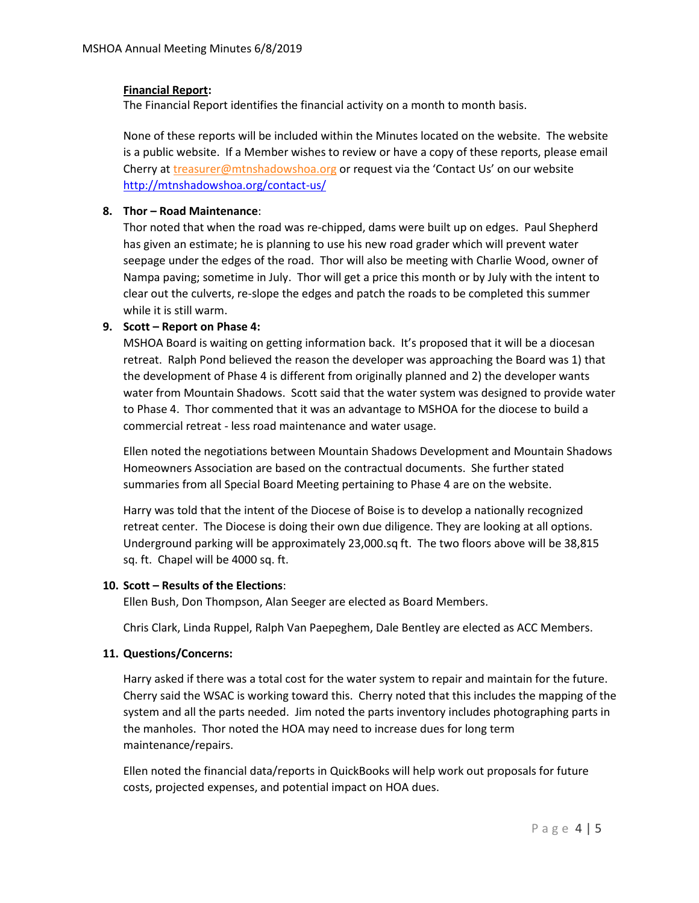**Financial Report:**
The Financial Report identifies the financial activity on a month to month basis.

None of these reports will be included within the Minutes located on the website. The website is a public website. If a Member wishes to review or have a copy of these reports, please email Cherry at treasurer@mtnshadowshoa.org or request via the 'Contact Us' on our website http://mtnshadowshoa.org/contact-us/

8. **Thor – Road Maintenance**:
   Thor noted that when the road was re-chipped, dams were built up on edges. Paul Shepherd has given an estimate; he is planning to use his new road grader which will prevent water seepage under the edges of the road. Thor will also be meeting with Charlie Wood, owner of Nampa paving; sometime in July. Thor will get a price this month or by July with the intent to clear out the culverts, re-slope the edges and patch the roads to be completed this summer while it is still warm.

9. **Scott – Report on Phase 4:**
   MSHOA Board is waiting on getting information back. It's proposed that it will be a diocesan retreat. Ralph Pond believed the reason the developer was approaching the Board was 1) that the development of Phase 4 is different from originally planned and 2) the developer wants water from Mountain Shadows. Scott said that the water system was designed to provide water to Phase 4. Thor commented that it was an advantage to MSHOA for the diocese to build a commercial retreat - less road maintenance and water usage.

   Ellen noted the negotiations between Mountain Shadows Development and Mountain Shadows Homeowners Association are based on the contractual documents. She further stated summaries from all Special Board Meeting pertaining to Phase 4 are on the website.

   Harry was told that the intent of the Diocese of Boise is to develop a nationally recognized retreat center. The Diocese is doing their own due diligence. They are looking at all options. Underground parking will be approximately 23,000.sq ft. The two floors above will be 38,815 sq. ft. Chapel will be 4000 sq. ft.

10. **Scott – Results of the Elections**:
    Ellen Bush, Don Thompson, Alan Seeger are elected as Board Members.

    Chris Clark, Linda Ruppel, Ralph Van Paepeghem, Dale Bentley are elected as ACC Members.

11. **Questions/Concerns:**

    Harry asked if there was a total cost for the water system to repair and maintain for the future. Cherry said the WSAC is working toward this. Cherry noted that this includes the mapping of the system and all the parts needed. Jim noted the parts inventory includes photographing parts in the manholes. Thor noted the HOA may need to increase dues for long term maintenance/repairs.

    Ellen noted the financial data/reports in QuickBooks will help work out proposals for future costs, projected expenses, and potential impact on HOA dues.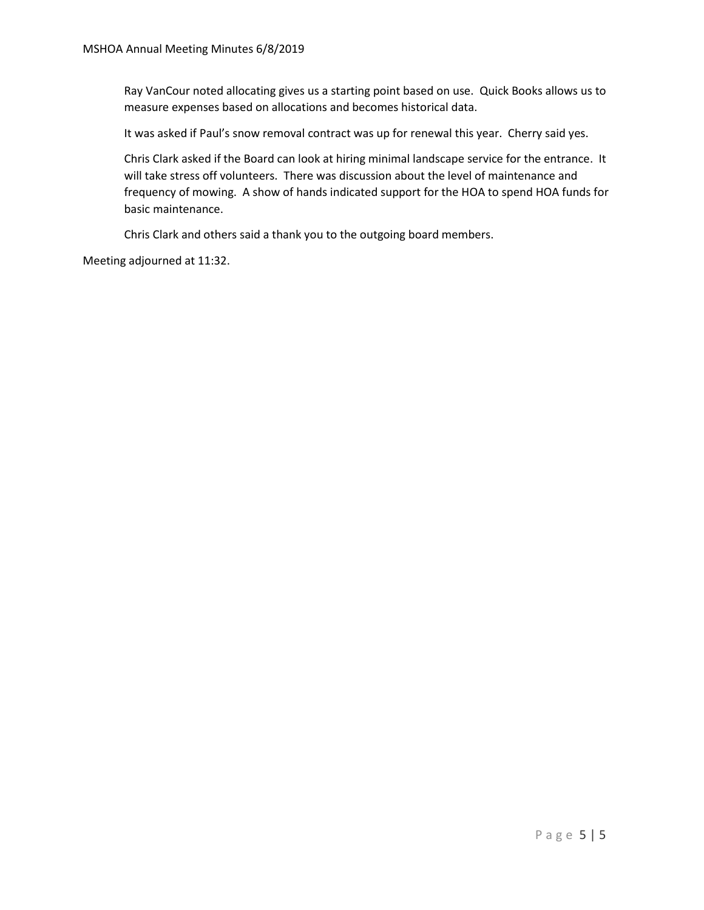Ray VanCour noted allocating gives us a starting point based on use. Quick Books allows us to measure expenses based on allocations and becomes historical data.

It was asked if Paul's snow removal contract was up for renewal this year. Cherry said yes.

Chris Clark asked if the Board can look at hiring minimal landscape service for the entrance. It will take stress off volunteers. There was discussion about the level of maintenance and frequency of mowing. A show of hands indicated support for the HOA to spend HOA funds for basic maintenance.

Chris Clark and others said a thank you to the outgoing board members.

Meeting adjourned at 11:32.